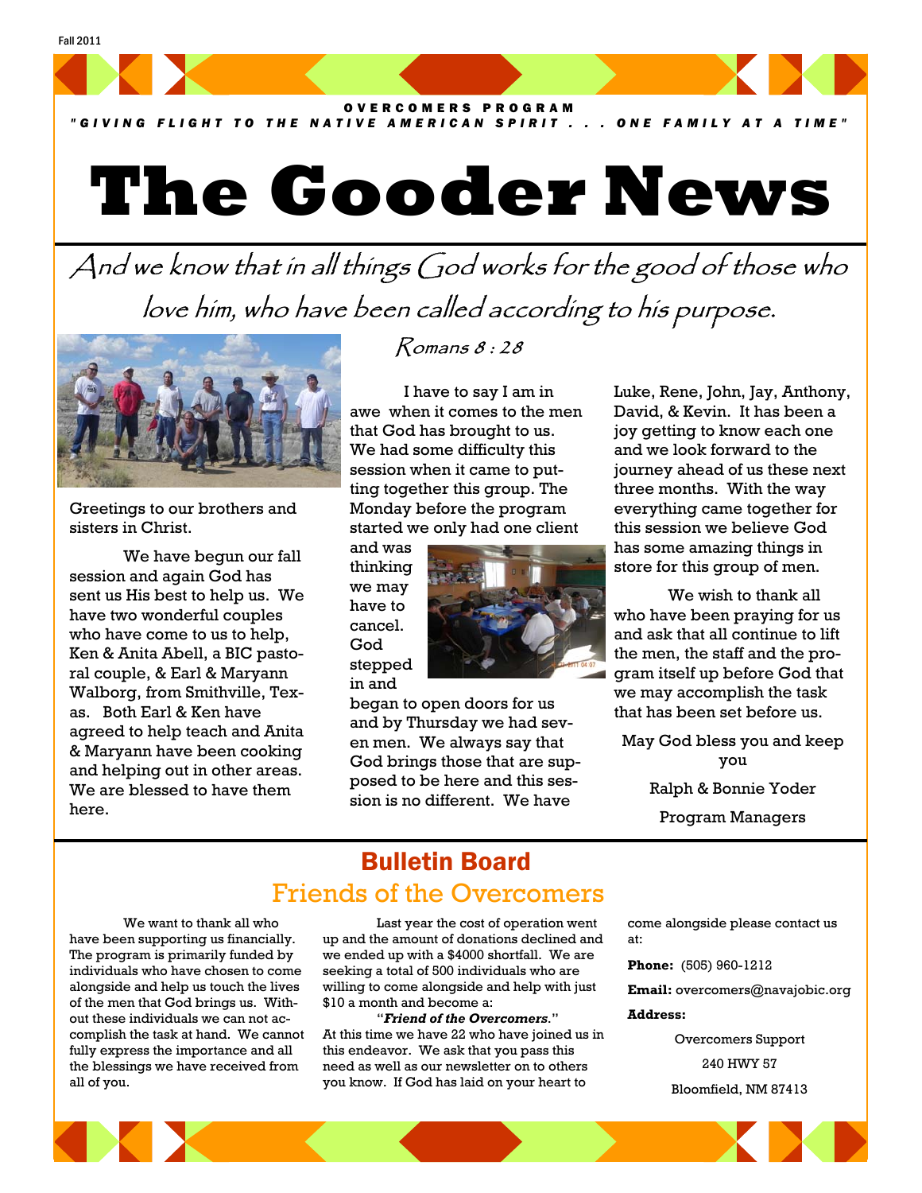Fall 2011

OVERCOMERS PROGRAM

"GIVING FLIGHT TO THE NATIVE AMERICAN SPIRIT . . . ONE FAMILY AT A TIME"

# The Gooder News

*And we know that in all things God works for the good of those who love him, who have been called according to his purpose.*

*Romans 8 : 28*

Greetings to our brothers and sisters in Christ.

We have begun our fall session and again God has sent us His best to help us. We have two wonderful couples who have come to us to help, Ken & Anita Abell, a BIC pastoral couple, & Earl & Maryann Walborg, from Smithville, Texas. Both Earl & Ken have agreed to help teach and Anita & Maryann have been cooking and helping out in other areas. We are blessed to have them here.

I have to say I am in awe when it comes to the men that God has brought to us. We had some difficulty this session when it came to putting together this group. The Monday before the program started we only had one client and was thinking we may have to cancel. God stepped in and began to open doors for us and by Thursday we had seven men. We always say that God brings those that are supposed to be here and this session is no different. We have Luke, Rene, John, Jay, Anthony, David, & Kevin. It has been a joy getting to know each one and we look forward to the journey ahead of us these next three months. With the way everything came together for this session we believe God has some amazing things in store for this group of men.

We wish to thank all who have been praying for us and ask that all continue to lift the men, the staff and the program itself up before God that we may accomplish the task that has been set before us.

May God bless you and keep you

Ralph & Bonnie Yoder

Program Managers

## Bulletin Board

### Friends of the Overcomers

We want to thank all who have been supporting us financially. The program is primarily funded by individuals who have chosen to come alongside and help us touch the lives of the men that God brings us. Without these individuals we can not accomplish the task at hand. We cannot fully express the importance and all the blessings we have received from all of you.

Last year the cost of operation went up and the amount of donations declined and we ended up with a $4000 shortfall. We are seeking a total of 500 individuals who are willing to come alongside and help with just $10 a month and become a:

"***Friend of the Overcomers.***"

At this time we have 22 who have joined us in this endeavor. We ask that you pass this need as well as our newsletter on to others you know. If God has laid on your heart to come alongside please contact us at:

**Phone:** (505) 960-1212

**Email:** overcomers@navajobic.org

**Address:**

Overcomers Support
240 HWY 57
Bloomfield, NM 87413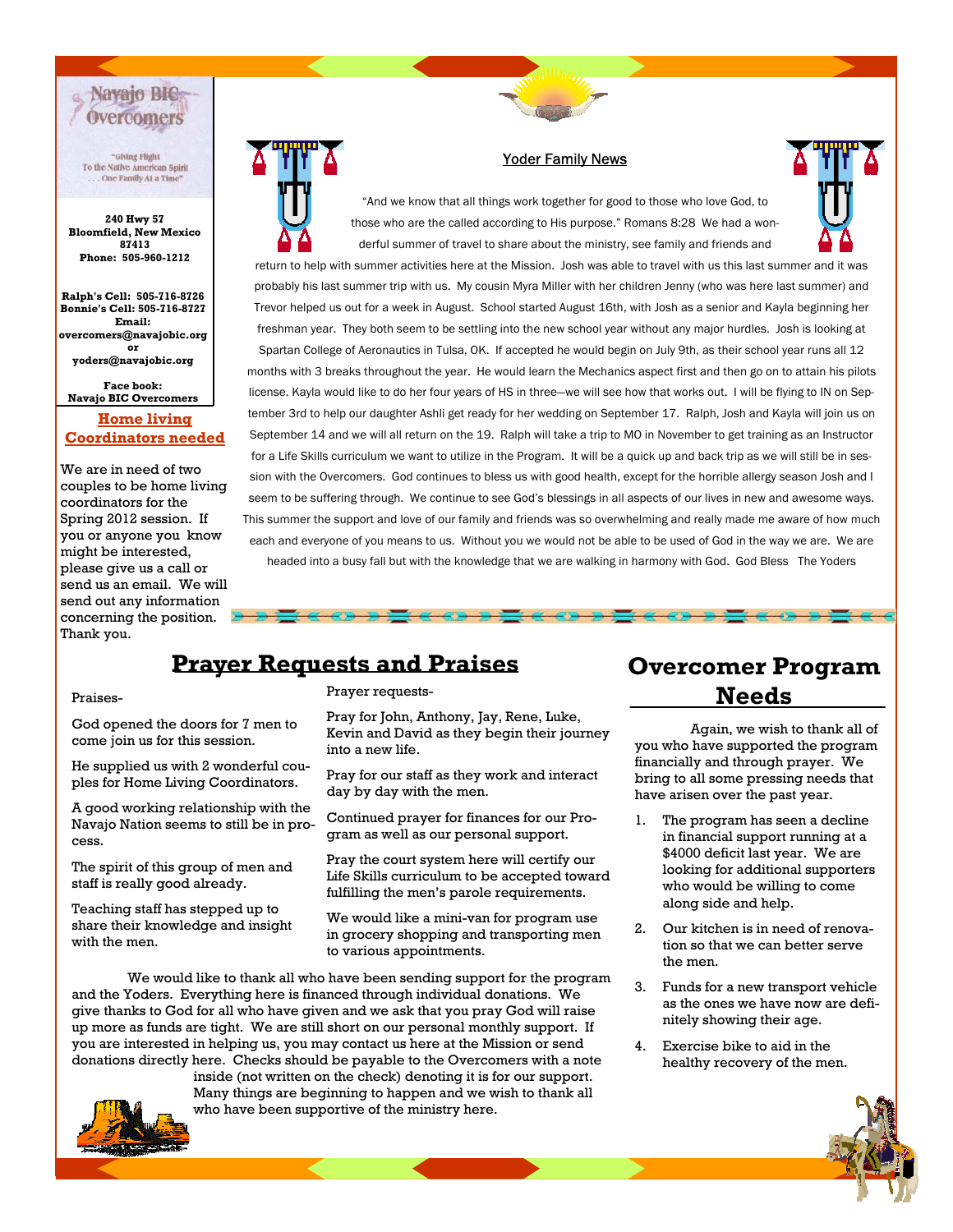Navajo BIC Overcomers

"Giving Flight
To the Native American Spirit
. . . One Family At a Time"

**240 Hwy 57**
**Bloomfield, New Mexico**
**87413**
**Phone: 505-960-1212**

**Ralph's Cell: 505-716-8726**
**Bonnie's Cell: 505-716-8727**
**Email:**
**overcomers@navajobic.org**
**or**
**yoders@navajobic.org**

**Face book:**
**Navajo BIC Overcomers**

## Home living Coordinators needed

We are in need of two couples to be home living coordinators for the Spring 2012 session. If you or anyone you know might be interested, please give us a call or send us an email. We will send out any information concerning the position. Thank you.

## Yoder Family News

"And we know that all things work together for good to those who love God, to those who are the called according to His purpose." Romans 8:28 We had a wonderful summer of travel to share about the ministry, see family and friends and return to help with summer activities here at the Mission. Josh was able to travel with us this last summer and it was probably his last summer trip with us. My cousin Myra Miller with her children Jenny (who was here last summer) and Trevor helped us out for a week in August. School started August 16th, with Josh as a senior and Kayla beginning her freshman year. They both seem to be settling into the new school year without any major hurdles. Josh is looking at Spartan College of Aeronautics in Tulsa, OK. If accepted he would begin on July 9th, as their school year runs all 12 months with 3 breaks throughout the year. He would learn the Mechanics aspect first and then go on to attain his pilots license. Kayla would like to do her four years of HS in three—we will see how that works out. I will be flying to IN on September 3rd to help our daughter Ashli get ready for her wedding on September 17. Ralph, Josh and Kayla will join us on September 14 and we will all return on the 19. Ralph will take a trip to MO in November to get training as an Instructor for a Life Skills curriculum we want to utilize in the Program. It will be a quick up and back trip as we will still be in session with the Overcomers. God continues to bless us with good health, except for the horrible allergy season Josh and I seem to be suffering through. We continue to see God's blessings in all aspects of our lives in new and awesome ways. This summer the support and love of our family and friends was so overwhelming and really made me aware of how much each and everyone of you means to us. Without you we would not be able to be used of God in the way we are. We are headed into a busy fall but with the knowledge that we are walking in harmony with God. God Bless The Yoders

## Prayer Requests and Praises

Praises-

God opened the doors for 7 men to come join us for this session.

He supplied us with 2 wonderful couples for Home Living Coordinators.

A good working relationship with the Navajo Nation seems to still be in process.

The spirit of this group of men and staff is really good already.

Teaching staff has stepped up to share their knowledge and insight with the men.

Prayer requests-

Pray for John, Anthony, Jay, Rene, Luke, Kevin and David as they begin their journey into a new life.

Pray for our staff as they work and interact day by day with the men.

Continued prayer for finances for our Program as well as our personal support.

Pray the court system here will certify our Life Skills curriculum to be accepted toward fulfilling the men's parole requirements.

We would like a mini-van for program use in grocery shopping and transporting men to various appointments.

We would like to thank all who have been sending support for the program and the Yoders. Everything here is financed through individual donations. We give thanks to God for all who have given and we ask that you pray God will raise up more as funds are tight. We are still short on our personal monthly support. If you are interested in helping us, you may contact us here at the Mission or send donations directly here. Checks should be payable to the Overcomers with a note inside (not written on the check) denoting it is for our support. Many things are beginning to happen and we wish to thank all who have been supportive of the ministry here.

## Overcomer Program Needs

Again, we wish to thank all of you who have supported the program financially and through prayer. We bring to all some pressing needs that have arisen over the past year.

1. The program has seen a decline in financial support running at a $4000 deficit last year. We are looking for additional supporters who would be willing to come along side and help.
2. Our kitchen is in need of renovation so that we can better serve the men.
3. Funds for a new transport vehicle as the ones we have now are definitely showing their age.
4. Exercise bike to aid in the healthy recovery of the men.